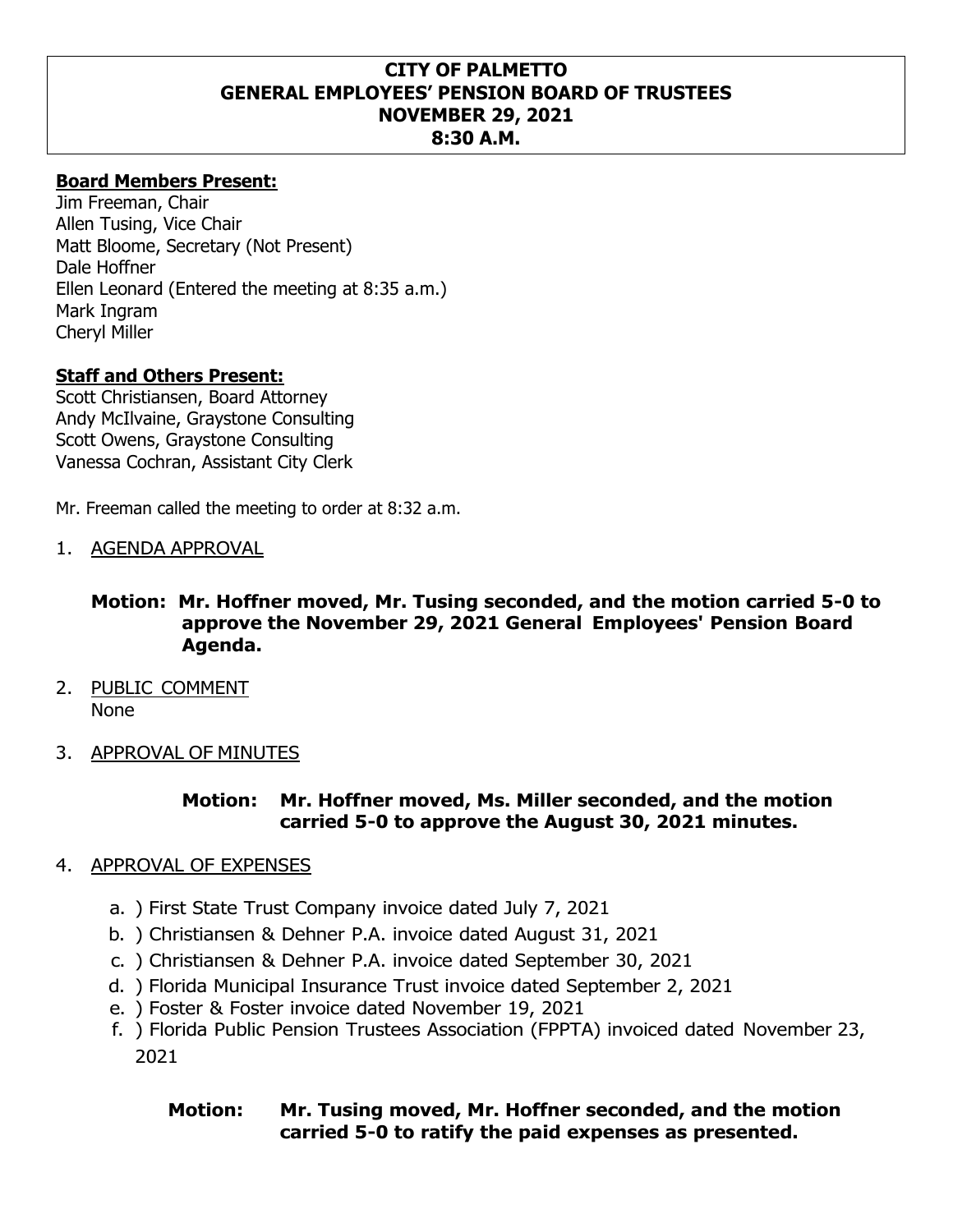# CITY OF PALMETTO
# GENERAL EMPLOYEES' PENSION BOARD OF TRUSTEES
# NOVEMBER 29, 2021
# 8:30 A.M.

**Board Members Present:**

Jim Freeman, Chair
Allen Tusing, Vice Chair
Matt Bloome, Secretary (Not Present)
Dale Hoffner
Ellen Leonard (Entered the meeting at 8:35 a.m.)
Mark Ingram
Cheryl Miller

**Staff and Others Present:**

Scott Christiansen, Board Attorney
Andy McIlvaine, Graystone Consulting
Scott Owens, Graystone Consulting
Vanessa Cochran, Assistant City Clerk

Mr. Freeman called the meeting to order at 8:32 a.m.

1. AGENDA APPROVAL

   **Motion: Mr. Hoffner moved, Mr. Tusing seconded, and the motion carried 5-0 to approve the November 29, 2021 General Employees' Pension Board Agenda.**

2. PUBLIC COMMENT
   None

3. APPROVAL OF MINUTES

   **Motion: Mr. Hoffner moved, Ms. Miller seconded, and the motion carried 5-0 to approve the August 30, 2021 minutes.**

4. APPROVAL OF EXPENSES

   a. ) First State Trust Company invoice dated July 7, 2021
   b. ) Christiansen & Dehner P.A. invoice dated August 31, 2021
   c. ) Christiansen & Dehner P.A. invoice dated September 30, 2021
   d. ) Florida Municipal Insurance Trust invoice dated September 2, 2021
   e. ) Foster & Foster invoice dated November 19, 2021
   f. ) Florida Public Pension Trustees Association (FPPTA) invoiced dated November 23, 2021

   **Motion: Mr. Tusing moved, Mr. Hoffner seconded, and the motion carried 5-0 to ratify the paid expenses as presented.**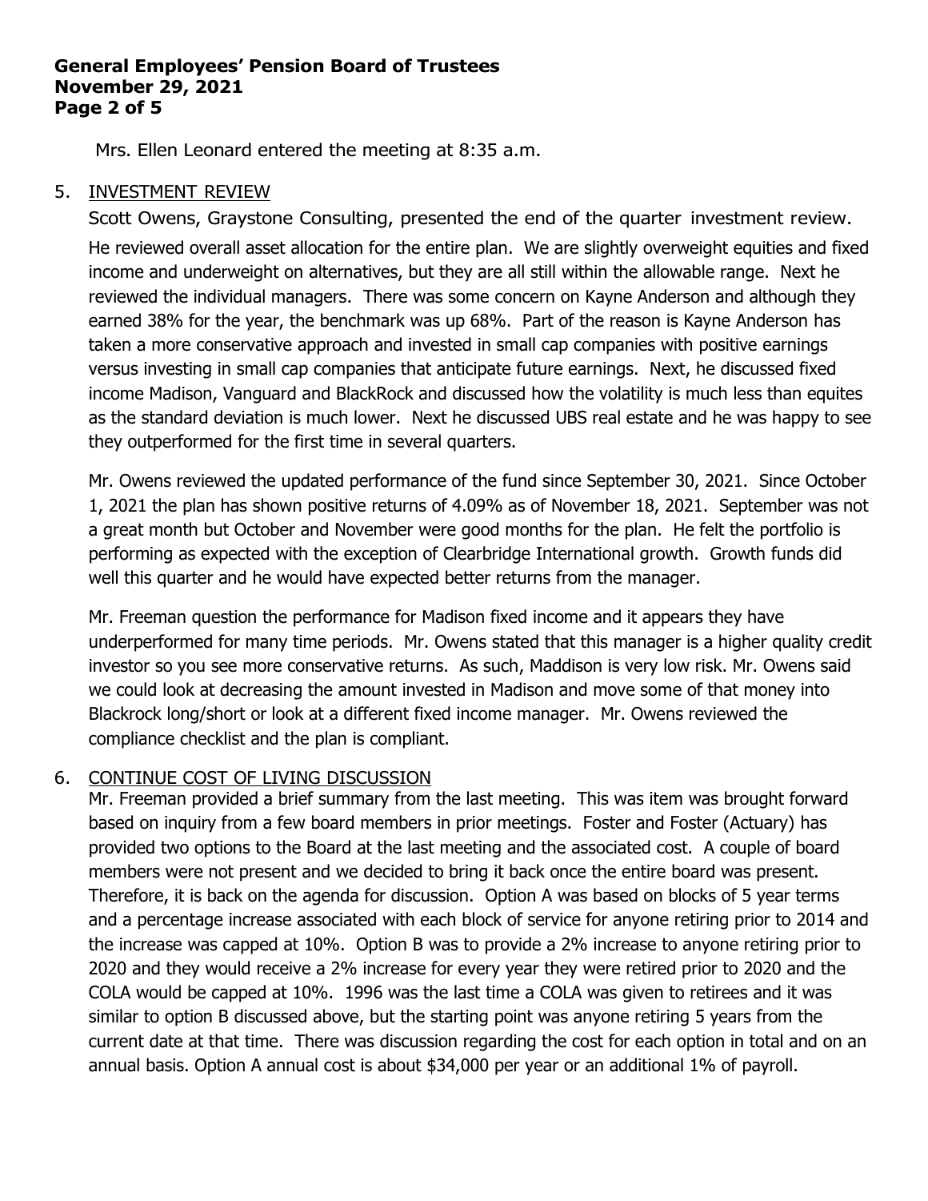Mrs. Ellen Leonard entered the meeting at 8:35 a.m.

5. <u>INVESTMENT REVIEW</u>

Scott Owens, Graystone Consulting, presented the end of the quarter investment review. He reviewed overall asset allocation for the entire plan. We are slightly overweight equities and fixed income and underweight on alternatives, but they are all still within the allowable range. Next he reviewed the individual managers. There was some concern on Kayne Anderson and although they earned 38% for the year, the benchmark was up 68%. Part of the reason is Kayne Anderson has taken a more conservative approach and invested in small cap companies with positive earnings versus investing in small cap companies that anticipate future earnings. Next, he discussed fixed income Madison, Vanguard and BlackRock and discussed how the volatility is much less than equites as the standard deviation is much lower. Next he discussed UBS real estate and he was happy to see they outperformed for the first time in several quarters.

Mr. Owens reviewed the updated performance of the fund since September 30, 2021. Since October 1, 2021 the plan has shown positive returns of 4.09% as of November 18, 2021. September was not a great month but October and November were good months for the plan. He felt the portfolio is performing as expected with the exception of Clearbridge International growth. Growth funds did well this quarter and he would have expected better returns from the manager.

Mr. Freeman question the performance for Madison fixed income and it appears they have underperformed for many time periods. Mr. Owens stated that this manager is a higher quality credit investor so you see more conservative returns. As such, Maddison is very low risk. Mr. Owens said we could look at decreasing the amount invested in Madison and move some of that money into Blackrock long/short or look at a different fixed income manager. Mr. Owens reviewed the compliance checklist and the plan is compliant.

6. <u>CONTINUE COST OF LIVING DISCUSSION</u>

Mr. Freeman provided a brief summary from the last meeting. This was item was brought forward based on inquiry from a few board members in prior meetings. Foster and Foster (Actuary) has provided two options to the Board at the last meeting and the associated cost. A couple of board members were not present and we decided to bring it back once the entire board was present. Therefore, it is back on the agenda for discussion. Option A was based on blocks of 5 year terms and a percentage increase associated with each block of service for anyone retiring prior to 2014 and the increase was capped at 10%. Option B was to provide a 2% increase to anyone retiring prior to 2020 and they would receive a 2% increase for every year they were retired prior to 2020 and the COLA would be capped at 10%. 1996 was the last time a COLA was given to retirees and it was similar to option B discussed above, but the starting point was anyone retiring 5 years from the current date at that time. There was discussion regarding the cost for each option in total and on an annual basis. Option A annual cost is about $34,000 per year or an additional 1% of payroll.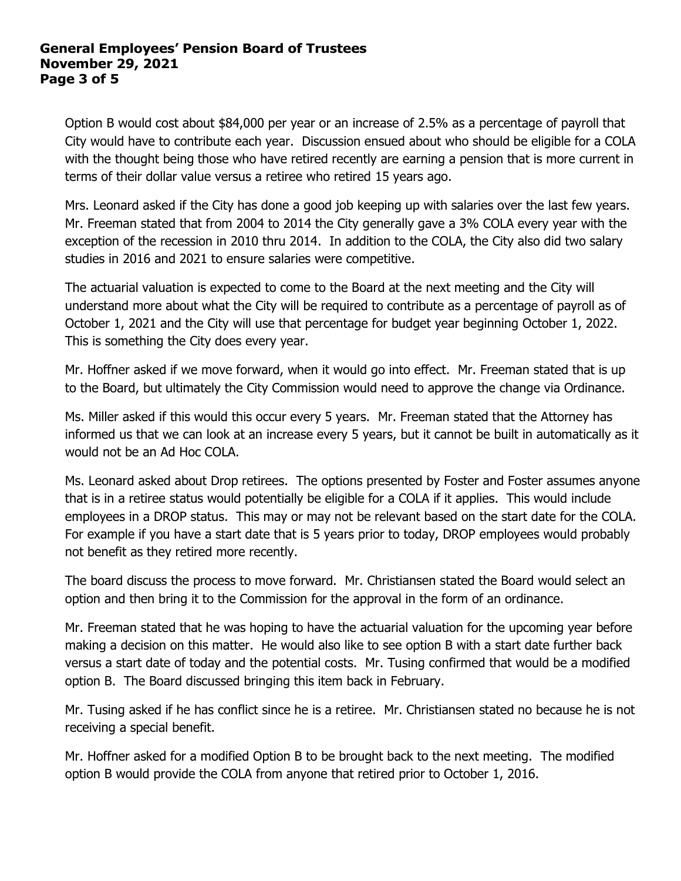Option B would cost about $84,000 per year or an increase of 2.5% as a percentage of payroll that City would have to contribute each year. Discussion ensued about who should be eligible for a COLA with the thought being those who have retired recently are earning a pension that is more current in terms of their dollar value versus a retiree who retired 15 years ago.

Mrs. Leonard asked if the City has done a good job keeping up with salaries over the last few years. Mr. Freeman stated that from 2004 to 2014 the City generally gave a 3% COLA every year with the exception of the recession in 2010 thru 2014. In addition to the COLA, the City also did two salary studies in 2016 and 2021 to ensure salaries were competitive.

The actuarial valuation is expected to come to the Board at the next meeting and the City will understand more about what the City will be required to contribute as a percentage of payroll as of October 1, 2021 and the City will use that percentage for budget year beginning October 1, 2022. This is something the City does every year.

Mr. Hoffner asked if we move forward, when it would go into effect. Mr. Freeman stated that is up to the Board, but ultimately the City Commission would need to approve the change via Ordinance.

Ms. Miller asked if this would this occur every 5 years. Mr. Freeman stated that the Attorney has informed us that we can look at an increase every 5 years, but it cannot be built in automatically as it would not be an Ad Hoc COLA.

Ms. Leonard asked about Drop retirees. The options presented by Foster and Foster assumes anyone that is in a retiree status would potentially be eligible for a COLA if it applies. This would include employees in a DROP status. This may or may not be relevant based on the start date for the COLA. For example if you have a start date that is 5 years prior to today, DROP employees would probably not benefit as they retired more recently.

The board discuss the process to move forward. Mr. Christiansen stated the Board would select an option and then bring it to the Commission for the approval in the form of an ordinance.

Mr. Freeman stated that he was hoping to have the actuarial valuation for the upcoming year before making a decision on this matter. He would also like to see option B with a start date further back versus a start date of today and the potential costs. Mr. Tusing confirmed that would be a modified option B. The Board discussed bringing this item back in February.

Mr. Tusing asked if he has conflict since he is a retiree. Mr. Christiansen stated no because he is not receiving a special benefit.

Mr. Hoffner asked for a modified Option B to be brought back to the next meeting. The modified option B would provide the COLA from anyone that retired prior to October 1, 2016.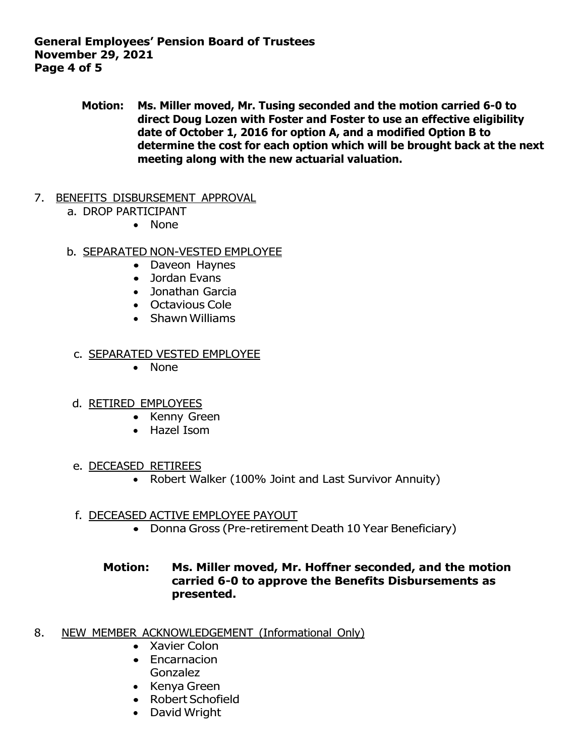**Motion: Ms. Miller moved, Mr. Tusing seconded and the motion carried 6-0 to direct Doug Lozen with Foster and Foster to use an effective eligibility date of October 1, 2016 for option A, and a modified Option B to determine the cost for each option which will be brought back at the next meeting along with the new actuarial valuation.**

7. BENEFITS DISBURSEMENT APPROVAL
   a. DROP PARTICIPANT
      - None
   b. SEPARATED NON-VESTED EMPLOYEE
      - Daveon Haynes
      - Jordan Evans
      - Jonathan Garcia
      - Octavious Cole
      - Shawn Williams
   c. SEPARATED VESTED EMPLOYEE
      - None
   d. RETIRED EMPLOYEES
      - Kenny Green
      - Hazel Isom
   e. DECEASED RETIREES
      - Robert Walker (100% Joint and Last Survivor Annuity)
   f. DECEASED ACTIVE EMPLOYEE PAYOUT
      - Donna Gross (Pre-retirement Death 10 Year Beneficiary)

**Motion: Ms. Miller moved, Mr. Hoffner seconded, and the motion carried 6-0 to approve the Benefits Disbursements as presented.**

8. NEW MEMBER ACKNOWLEDGEMENT (Informational Only)
   - Xavier Colon
   - Encarnacion Gonzalez
   - Kenya Green
   - Robert Schofield
   - David Wright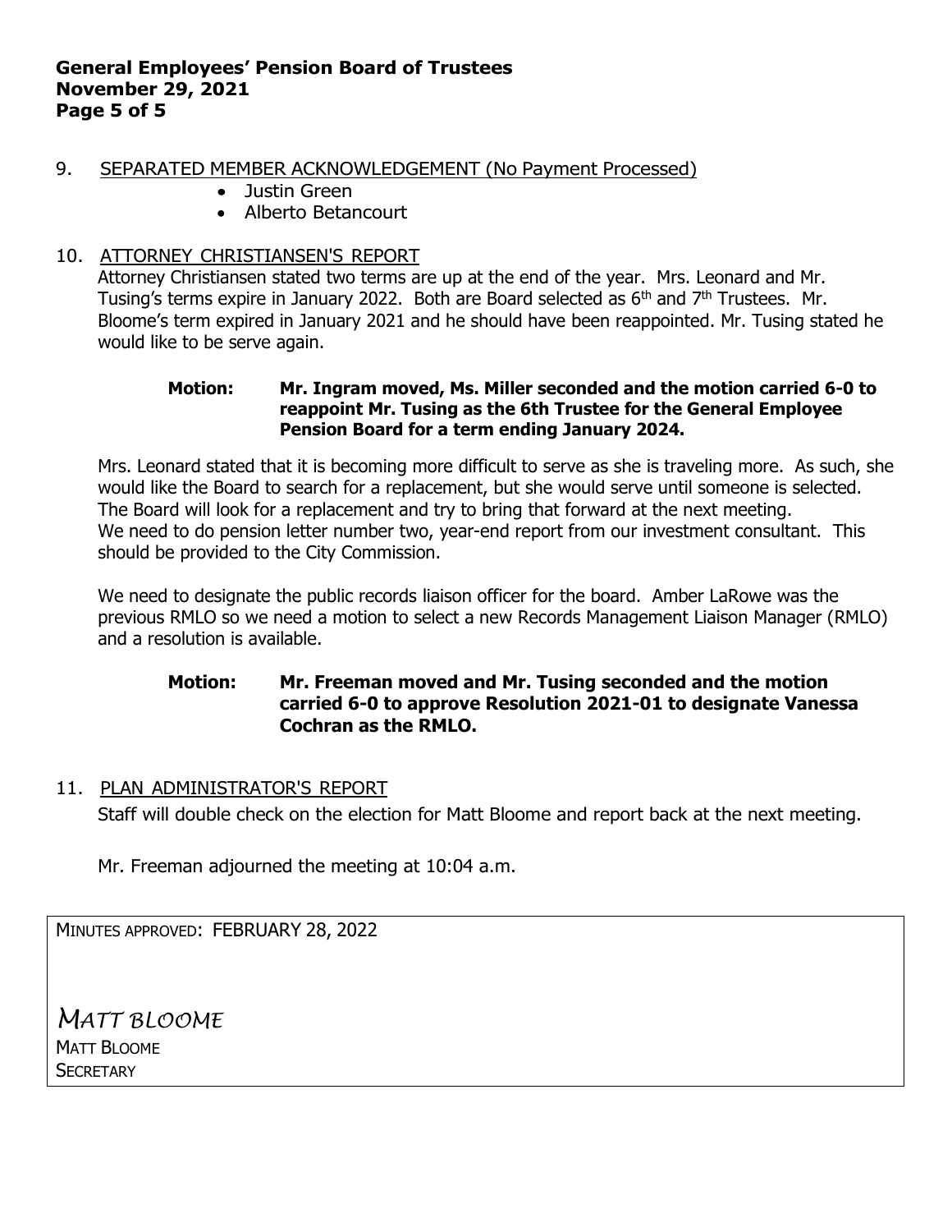9. SEPARATED MEMBER ACKNOWLEDGEMENT (No Payment Processed)
   - Justin Green
   - Alberto Betancourt

10. ATTORNEY CHRISTIANSEN'S REPORT

Attorney Christiansen stated two terms are up at the end of the year. Mrs. Leonard and Mr. Tusing's terms expire in January 2022. Both are Board selected as 6th and 7th Trustees. Mr. Bloome's term expired in January 2021 and he should have been reappointed. Mr. Tusing stated he would like to be serve again.

> **Motion: Mr. Ingram moved, Ms. Miller seconded and the motion carried 6-0 to reappoint Mr. Tusing as the 6th Trustee for the General Employee Pension Board for a term ending January 2024.**

Mrs. Leonard stated that it is becoming more difficult to serve as she is traveling more. As such, she would like the Board to search for a replacement, but she would serve until someone is selected. The Board will look for a replacement and try to bring that forward at the next meeting.
We need to do pension letter number two, year-end report from our investment consultant. This should be provided to the City Commission.

We need to designate the public records liaison officer for the board. Amber LaRowe was the previous RMLO so we need a motion to select a new Records Management Liaison Manager (RMLO) and a resolution is available.

> **Motion: Mr. Freeman moved and Mr. Tusing seconded and the motion carried 6-0 to approve Resolution 2021-01 to designate Vanessa Cochran as the RMLO.**

11. PLAN ADMINISTRATOR'S REPORT

Staff will double check on the election for Matt Bloome and report back at the next meeting.

Mr. Freeman adjourned the meeting at 10:04 a.m.

MINUTES APPROVED: FEBRUARY 28, 2022

*MATT BLOOME*

MATT BLOOME
SECRETARY